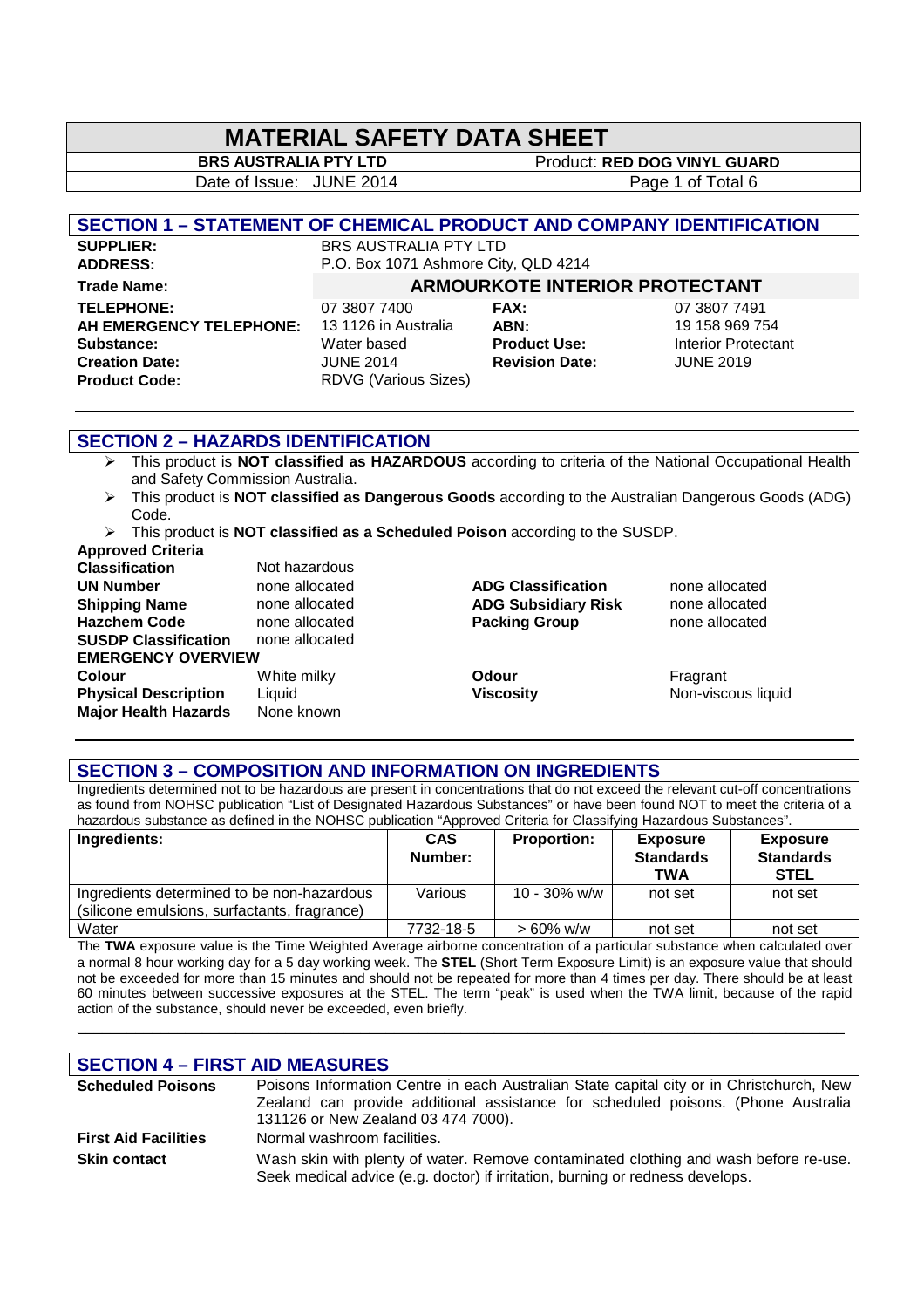# MATERIAL SAFETY DATA SHEET

| BRS AUSTRALIA PTY LTD | Product: RED DOG VINYL GUARD |
|---|---|
| Date of Issue: JUNE 2014 | |

## SECTION 1 – STATEMENT OF CHEMICAL PRODUCT AND COMPANY IDENTIFICATION

| | | | |
|---|---|---|---|
| **SUPPLIER:** | BRS AUSTRALIA PTY LTD | | |
| **ADDRESS:** | P.O. Box 1071 Ashmore City, QLD 4214 | | |
| **Trade Name:** | **ARMOURKOTE INTERIOR PROTECTANT** | | |
| **TELEPHONE:** | 07 3807 7400 | **FAX:** | 07 3807 7491 |
| **AH EMERGENCY TELEPHONE:** | 13 1126 in Australia | **ABN:** | 19 158 969 754 |
| **Substance:** | Water based | **Product Use:** | Interior Protectant |
| **Creation Date:** | JUNE 2014 | **Revision Date:** | JUNE 2019 |
| **Product Code:** | RDVG (Various Sizes) | | |

## SECTION 2 – HAZARDS IDENTIFICATION

- This product is **NOT classified as HAZARDOUS** according to criteria of the National Occupational Health and Safety Commission Australia.
- This product is **NOT classified as Dangerous Goods** according to the Australian Dangerous Goods (ADG) Code.
- This product is **NOT classified as a Scheduled Poison** according to the SUSDP.

**Approved Criteria**

| | | | |
|---|---|---|---|
| **Classification** | Not hazardous | | |
| **UN Number** | none allocated | **ADG Classification** | none allocated |
| **Shipping Name** | none allocated | **ADG Subsidiary Risk** | none allocated |
| **Hazchem Code** | none allocated | **Packing Group** | none allocated |
| **SUSDP Classification** | none allocated | | |

**EMERGENCY OVERVIEW**

| | | | |
|---|---|---|---|
| **Colour** | White milky | **Odour** | Fragrant |
| **Physical Description** | Liquid | **Viscosity** | Non-viscous liquid |
| **Major Health Hazards** | None known | | |

## SECTION 3 – COMPOSITION AND INFORMATION ON INGREDIENTS

Ingredients determined not to be hazardous are present in concentrations that do not exceed the relevant cut-off concentrations as found from NOHSC publication "List of Designated Hazardous Substances" or have been found NOT to meet the criteria of a hazardous substance as defined in the NOHSC publication "Approved Criteria for Classifying Hazardous Substances".

| Ingredients: | CAS Number: | Proportion: | Exposure Standards TWA | Exposure Standards STEL |
|---|---|---|---|---|
| Ingredients determined to be non-hazardous (silicone emulsions, surfactants, fragrance) | Various | 10 - 30% w/w | not set | not set |
| Water | 7732-18-5 | > 60% w/w | not set | not set |

The **TWA** exposure value is the Time Weighted Average airborne concentration of a particular substance when calculated over a normal 8 hour working day for a 5 day working week. The **STEL** (Short Term Exposure Limit) is an exposure value that should not be exceeded for more than 15 minutes and should not be repeated for more than 4 times per day. There should be at least 60 minutes between successive exposures at the STEL. The term "peak" is used when the TWA limit, because of the rapid action of the substance, should never be exceeded, even briefly.

## SECTION 4 – FIRST AID MEASURES

| | |
|---|---|
| **Scheduled Poisons** | Poisons Information Centre in each Australian State capital city or in Christchurch, New Zealand can provide additional assistance for scheduled poisons. (Phone Australia 131126 or New Zealand 03 474 7000). |
| **First Aid Facilities** | Normal washroom facilities. |
| **Skin contact** | Wash skin with plenty of water. Remove contaminated clothing and wash before re-use. Seek medical advice (e.g. doctor) if irritation, burning or redness develops. |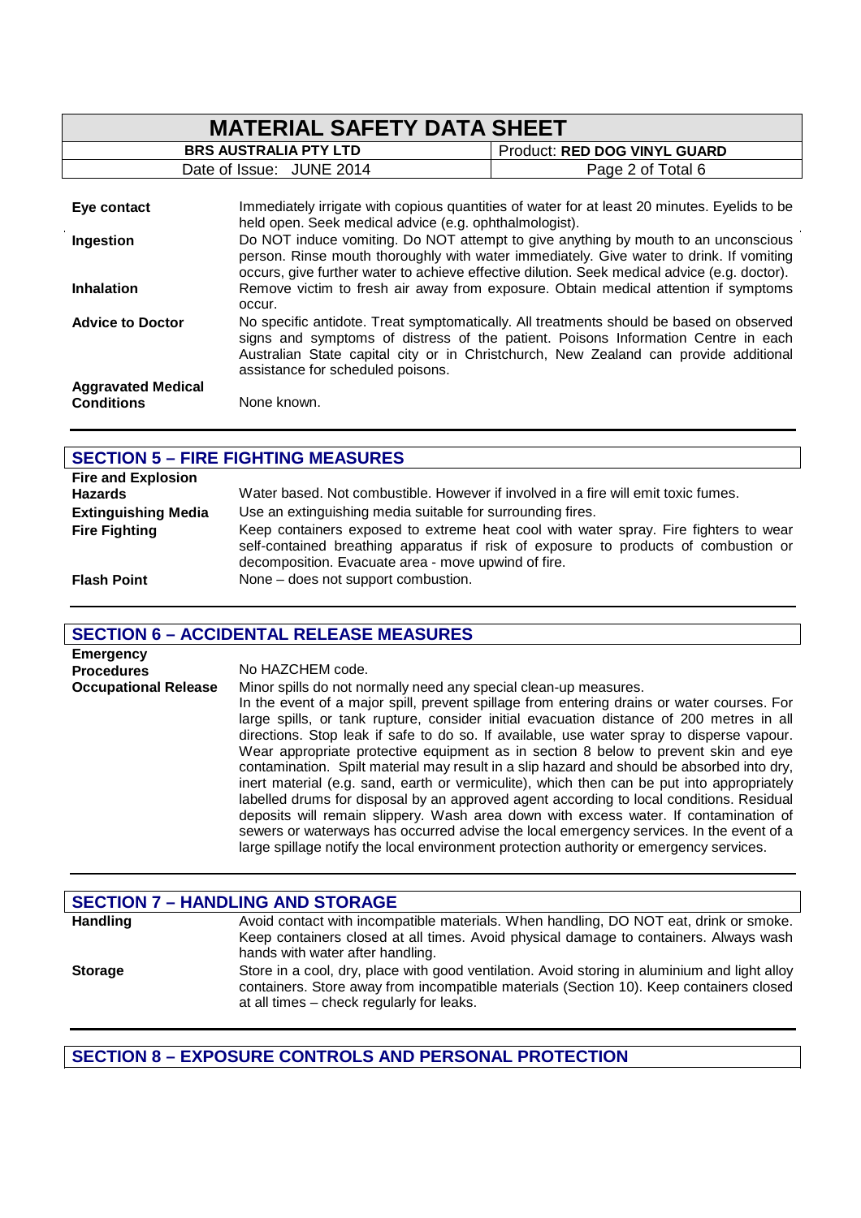| | |
|---|---|
| **Eye contact** | Immediately irrigate with copious quantities of water for at least 20 minutes. Eyelids to be held open. Seek medical advice (e.g. ophthalmologist). |
| **Ingestion** | Do NOT induce vomiting. Do NOT attempt to give anything by mouth to an unconscious person. Rinse mouth thoroughly with water immediately. Give water to drink. If vomiting occurs, give further water to achieve effective dilution. Seek medical advice (e.g. doctor). |
| **Inhalation** | Remove victim to fresh air away from exposure. Obtain medical attention if symptoms occur. |
| **Advice to Doctor** | No specific antidote. Treat symptomatically. All treatments should be based on observed signs and symptoms of distress of the patient. Poisons Information Centre in each Australian State capital city or in Christchurch, New Zealand can provide additional assistance for scheduled poisons. |
| **Aggravated Medical Conditions** | None known. |

## SECTION 5 – FIRE FIGHTING MEASURES

| | |
|---|---|
| **Fire and Explosion Hazards** | Water based. Not combustible. However if involved in a fire will emit toxic fumes. |
| **Extinguishing Media** | Use an extinguishing media suitable for surrounding fires. |
| **Fire Fighting** | Keep containers exposed to extreme heat cool with water spray. Fire fighters to wear self-contained breathing apparatus if risk of exposure to products of combustion or decomposition. Evacuate area - move upwind of fire. |
| **Flash Point** | None – does not support combustion. |

## SECTION 6 – ACCIDENTAL RELEASE MEASURES

| | |
|---|---|
| **Emergency Procedures** | No HAZCHEM code. |
| **Occupational Release** | Minor spills do not normally need any special clean-up measures. In the event of a major spill, prevent spillage from entering drains or water courses. For large spills, or tank rupture, consider initial evacuation distance of 200 metres in all directions. Stop leak if safe to do so. If available, use water spray to disperse vapour. Wear appropriate protective equipment as in section 8 below to prevent skin and eye contamination. Spilt material may result in a slip hazard and should be absorbed into dry, inert material (e.g. sand, earth or vermiculite), which then can be put into appropriately labelled drums for disposal by an approved agent according to local conditions. Residual deposits will remain slippery. Wash area down with excess water. If contamination of sewers or waterways has occurred advise the local emergency services. In the event of a large spillage notify the local environment protection authority or emergency services. |

## SECTION 7 – HANDLING AND STORAGE

| | |
|---|---|
| **Handling** | Avoid contact with incompatible materials. When handling, DO NOT eat, drink or smoke. Keep containers closed at all times. Avoid physical damage to containers. Always wash hands with water after handling. |
| **Storage** | Store in a cool, dry, place with good ventilation. Avoid storing in aluminium and light alloy containers. Store away from incompatible materials (Section 10). Keep containers closed at all times – check regularly for leaks. |

## SECTION 8 – EXPOSURE CONTROLS AND PERSONAL PROTECTION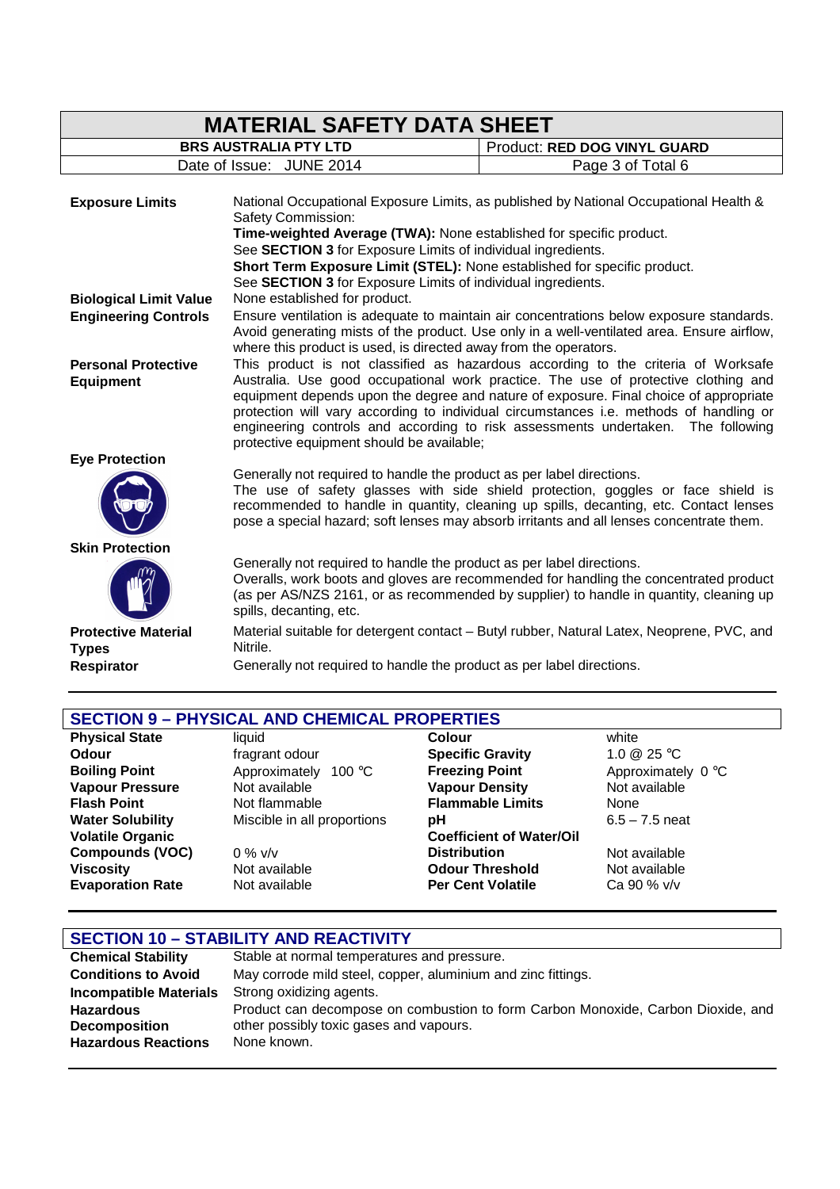| | |
|---|---|
| **Exposure Limits** | National Occupational Exposure Limits, as published by National Occupational Health & Safety Commission:<br>**Time-weighted Average (TWA):** None established for specific product.<br>See **SECTION 3** for Exposure Limits of individual ingredients.<br>**Short Term Exposure Limit (STEL):** None established for specific product.<br>See **SECTION 3** for Exposure Limits of individual ingredients. |
| **Biological Limit Value** | None established for product. |
| **Engineering Controls** | Ensure ventilation is adequate to maintain air concentrations below exposure standards. Avoid generating mists of the product. Use only in a well-ventilated area. Ensure airflow, where this product is used, is directed away from the operators. |
| **Personal Protective Equipment** | This product is not classified as hazardous according to the criteria of Worksafe Australia. Use good occupational work practice. The use of protective clothing and equipment depends upon the degree and nature of exposure. Final choice of appropriate protection will vary according to individual circumstances i.e. methods of handling or engineering controls and according to risk assessments undertaken. The following protective equipment should be available; |
| **Eye Protection** | Generally not required to handle the product as per label directions.<br>The use of safety glasses with side shield protection, goggles or face shield is recommended to handle in quantity, cleaning up spills, decanting, etc. Contact lenses pose a special hazard; soft lenses may absorb irritants and all lenses concentrate them. |
| **Skin Protection** | Generally not required to handle the product as per label directions.<br>Overalls, work boots and gloves are recommended for handling the concentrated product (as per AS/NZS 2161, or as recommended by supplier) to handle in quantity, cleaning up spills, decanting, etc. |
| **Protective Material Types** | Material suitable for detergent contact – Butyl rubber, Natural Latex, Neoprene, PVC, and Nitrile. |
| **Respirator** | Generally not required to handle the product as per label directions. |

## SECTION 9 – PHYSICAL AND CHEMICAL PROPERTIES

| | | | |
|---|---|---|---|
| **Physical State** | liquid | **Colour** | white |
| **Odour** | fragrant odour | **Specific Gravity** | 1.0 @ 25 °C |
| **Boiling Point** | Approximately 100 °C | **Freezing Point** | Approximately 0 °C |
| **Vapour Pressure** | Not available | **Vapour Density** | Not available |
| **Flash Point** | Not flammable | **Flammable Limits** | None |
| **Water Solubility** | Miscible in all proportions | **pH** | 6.5 – 7.5 neat |
| **Volatile Organic Compounds (VOC)** | 0 % v/v | **Coefficient of Water/Oil Distribution** | Not available |
| **Viscosity** | Not available | **Odour Threshold** | Not available |
| **Evaporation Rate** | Not available | **Per Cent Volatile** | Ca 90 % v/v |

## SECTION 10 – STABILITY AND REACTIVITY

| | |
|---|---|
| **Chemical Stability** | Stable at normal temperatures and pressure. |
| **Conditions to Avoid** | May corrode mild steel, copper, aluminium and zinc fittings. |
| **Incompatible Materials** | Strong oxidizing agents. |
| **Hazardous Decomposition** | Product can decompose on combustion to form Carbon Monoxide, Carbon Dioxide, and other possibly toxic gases and vapours. |
| **Hazardous Reactions** | None known. |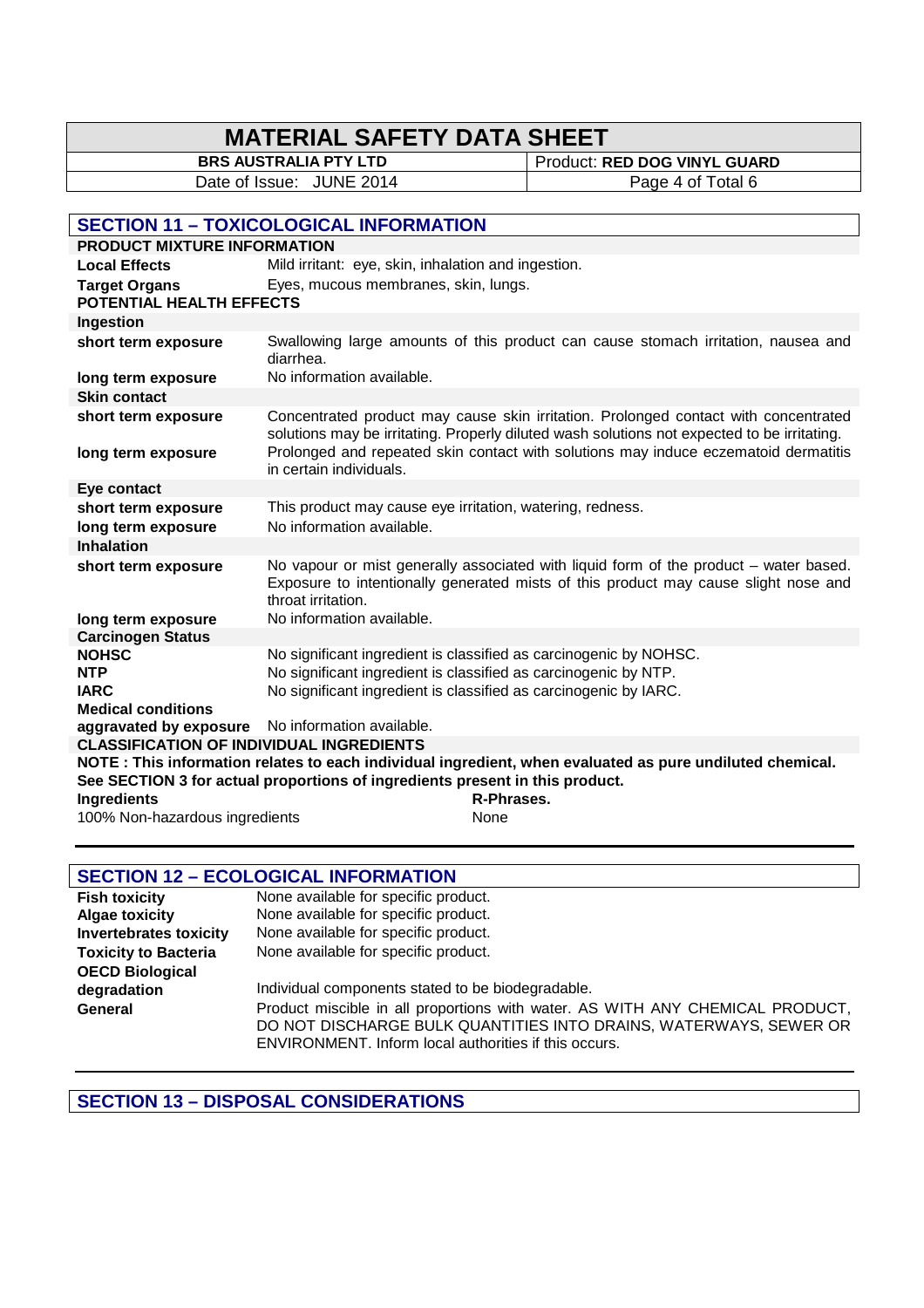## SECTION 11 – TOXICOLOGICAL INFORMATION

**PRODUCT MIXTURE INFORMATION**

| | |
|---|---|
| **Local Effects** | Mild irritant: eye, skin, inhalation and ingestion. |
| **Target Organs** | Eyes, mucous membranes, skin, lungs. |

**POTENTIAL HEALTH EFFECTS**

| | |
|---|---|
| **Ingestion** | |
| **short term exposure** | Swallowing large amounts of this product can cause stomach irritation, nausea and diarrhea. |
| **long term exposure** | No information available. |
| **Skin contact** | |
| **short term exposure** | Concentrated product may cause skin irritation. Prolonged contact with concentrated solutions may be irritating. Properly diluted wash solutions not expected to be irritating. |
| **long term exposure** | Prolonged and repeated skin contact with solutions may induce eczematoid dermatitis in certain individuals. |
| **Eye contact** | |
| **short term exposure** | This product may cause eye irritation, watering, redness. |
| **long term exposure** | No information available. |
| **Inhalation** | |
| **short term exposure** | No vapour or mist generally associated with liquid form of the product – water based. Exposure to intentionally generated mists of this product may cause slight nose and throat irritation. |
| **long term exposure** | No information available. |
| **Carcinogen Status** | |
| **NOHSC** | No significant ingredient is classified as carcinogenic by NOHSC. |
| **NTP** | No significant ingredient is classified as carcinogenic by NTP. |
| **IARC** | No significant ingredient is classified as carcinogenic by IARC. |
| **Medical conditions aggravated by exposure** | No information available. |

**CLASSIFICATION OF INDIVIDUAL INGREDIENTS**

**NOTE : This information relates to each individual ingredient, when evaluated as pure undiluted chemical. See SECTION 3 for actual proportions of ingredients present in this product.**

| **Ingredients** | **R-Phrases.** |
|---|---|
| 100% Non-hazardous ingredients | None |

## SECTION 12 – ECOLOGICAL INFORMATION

| | |
|---|---|
| **Fish toxicity** | None available for specific product. |
| **Algae toxicity** | None available for specific product. |
| **Invertebrates toxicity** | None available for specific product. |
| **Toxicity to Bacteria** | None available for specific product. |
| **OECD Biological degradation** | Individual components stated to be biodegradable. |
| **General** | Product miscible in all proportions with water. AS WITH ANY CHEMICAL PRODUCT, DO NOT DISCHARGE BULK QUANTITIES INTO DRAINS, WATERWAYS, SEWER OR ENVIRONMENT. Inform local authorities if this occurs. |

## SECTION 13 – DISPOSAL CONSIDERATIONS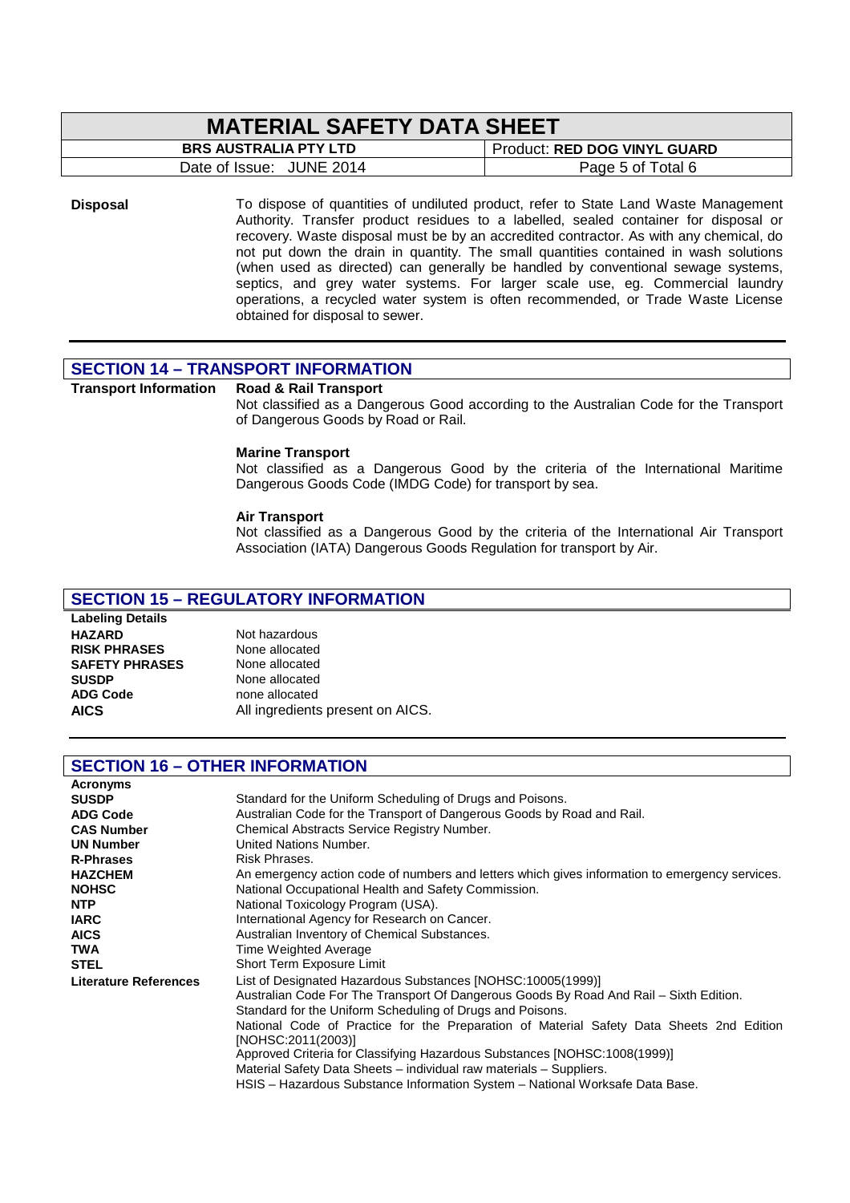**Disposal**

To dispose of quantities of undiluted product, refer to State Land Waste Management Authority. Transfer product residues to a labelled, sealed container for disposal or recovery. Waste disposal must be by an accredited contractor. As with any chemical, do not put down the drain in quantity. The small quantities contained in wash solutions (when used as directed) can generally be handled by conventional sewage systems, septics, and grey water systems. For larger scale use, eg. Commercial laundry operations, a recycled water system is often recommended, or Trade Waste License obtained for disposal to sewer.

## SECTION 14 – TRANSPORT INFORMATION

**Transport Information**

**Road & Rail Transport**
Not classified as a Dangerous Good according to the Australian Code for the Transport of Dangerous Goods by Road or Rail.

**Marine Transport**
Not classified as a Dangerous Good by the criteria of the International Maritime Dangerous Goods Code (IMDG Code) for transport by sea.

**Air Transport**
Not classified as a Dangerous Good by the criteria of the International Air Transport Association (IATA) Dangerous Goods Regulation for transport by Air.

## SECTION 15 – REGULATORY INFORMATION

**Labeling Details**

| | |
|---|---|
| **HAZARD** | Not hazardous |
| **RISK PHRASES** | None allocated |
| **SAFETY PHRASES** | None allocated |
| **SUSDP** | None allocated |
| **ADG Code** | none allocated |
| **AICS** | All ingredients present on AICS. |

## SECTION 16 – OTHER INFORMATION

**Acronyms**

| | |
|---|---|
| **SUSDP** | Standard for the Uniform Scheduling of Drugs and Poisons. |
| **ADG Code** | Australian Code for the Transport of Dangerous Goods by Road and Rail. |
| **CAS Number** | Chemical Abstracts Service Registry Number. |
| **UN Number** | United Nations Number. |
| **R-Phrases** | Risk Phrases. |
| **HAZCHEM** | An emergency action code of numbers and letters which gives information to emergency services. |
| **NOHSC** | National Occupational Health and Safety Commission. |
| **NTP** | National Toxicology Program (USA). |
| **IARC** | International Agency for Research on Cancer. |
| **AICS** | Australian Inventory of Chemical Substances. |
| **TWA** | Time Weighted Average |
| **STEL** | Short Term Exposure Limit |

**Literature References**

List of Designated Hazardous Substances [NOHSC:10005(1999)]
Australian Code For The Transport Of Dangerous Goods By Road And Rail – Sixth Edition.
Standard for the Uniform Scheduling of Drugs and Poisons.
National Code of Practice for the Preparation of Material Safety Data Sheets 2nd Edition [NOHSC:2011(2003)]
Approved Criteria for Classifying Hazardous Substances [NOHSC:1008(1999)]
Material Safety Data Sheets – individual raw materials – Suppliers.
HSIS – Hazardous Substance Information System – National Worksafe Data Base.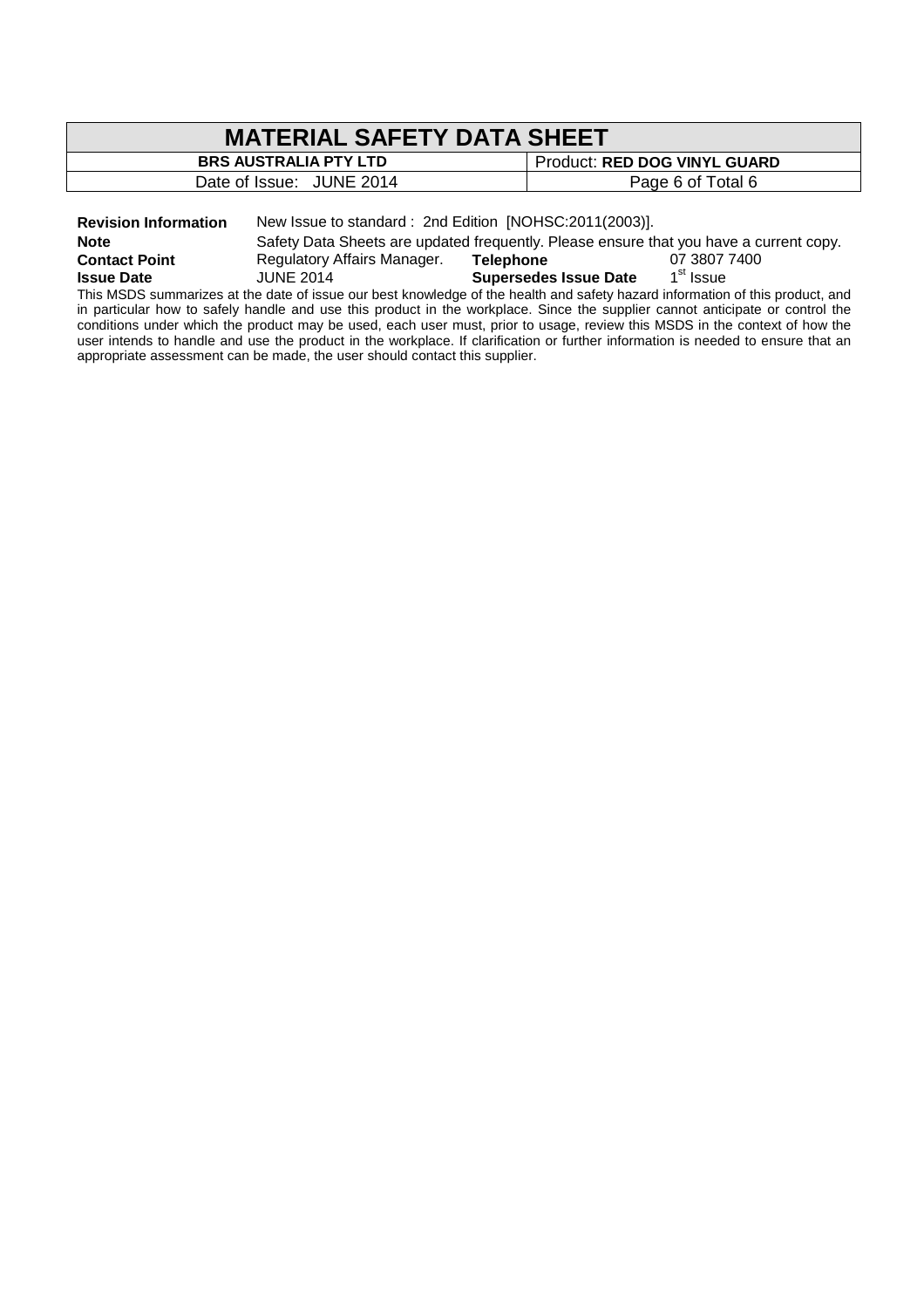| | | | |
|---|---|---|---|
| **Revision Information** | New Issue to standard : 2nd Edition [NOHSC:2011(2003)]. | | |
| **Note** | Safety Data Sheets are updated frequently. Please ensure that you have a current copy. | | |
| **Contact Point** | Regulatory Affairs Manager. | **Telephone** | 07 3807 7400 |
| **Issue Date** | JUNE 2014 | **Supersedes Issue Date** | 1st Issue |

This MSDS summarizes at the date of issue our best knowledge of the health and safety hazard information of this product, and in particular how to safely handle and use this product in the workplace. Since the supplier cannot anticipate or control the conditions under which the product may be used, each user must, prior to usage, review this MSDS in the context of how the user intends to handle and use the product in the workplace. If clarification or further information is needed to ensure that an appropriate assessment can be made, the user should contact this supplier.